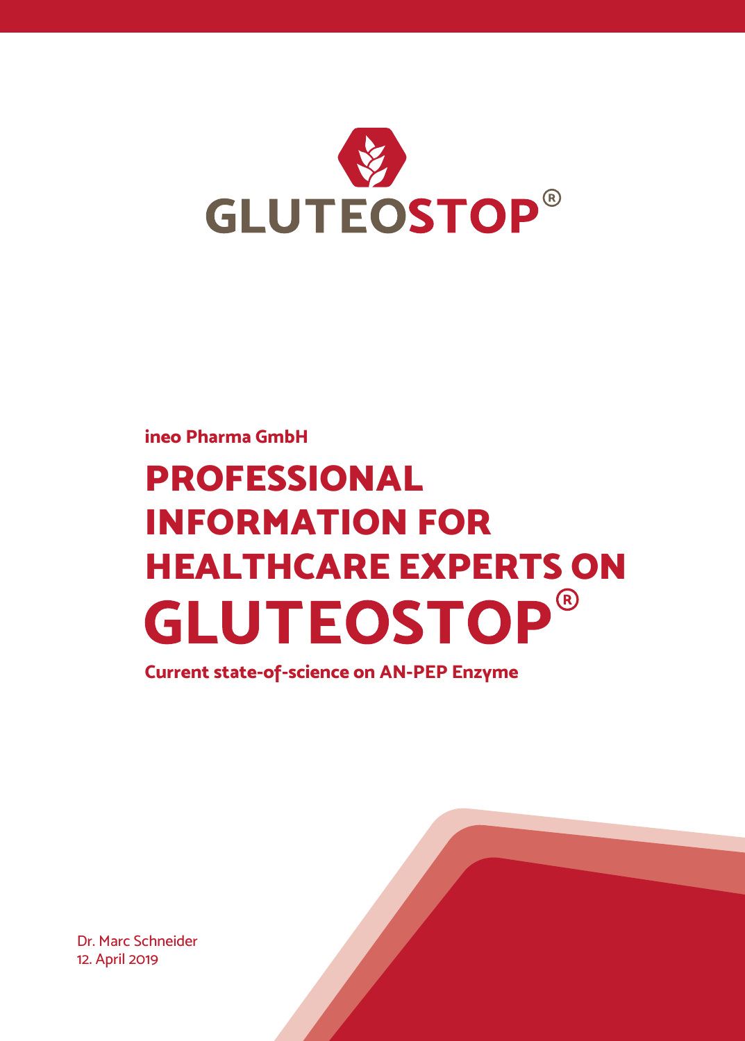GLUTEOSTOP®

**ineo Pharma GmbH**

# PROFESSIONAL INFORMATION FOR HEALTHCARE EXPERTS ON GLUTEOSTOP®

**Current state-of-science on AN-PEP Enzyme**

Dr. Marc Schneider
12. April 2019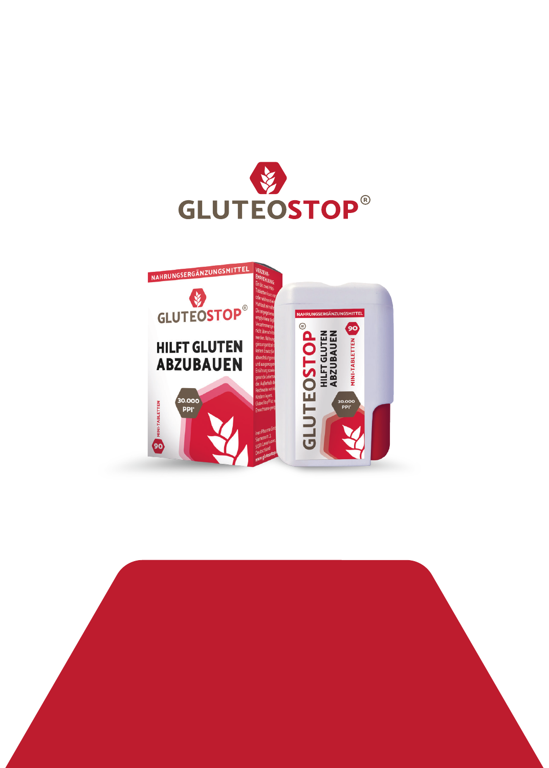# GLUTEOSTOP®

NAHRUNGSERGÄNZUNGSMITTEL

GLUTEOSTOP®

HILFT GLUTEN ABZUBAUEN

30.000 PPI*

MINI-TABLETTEN

90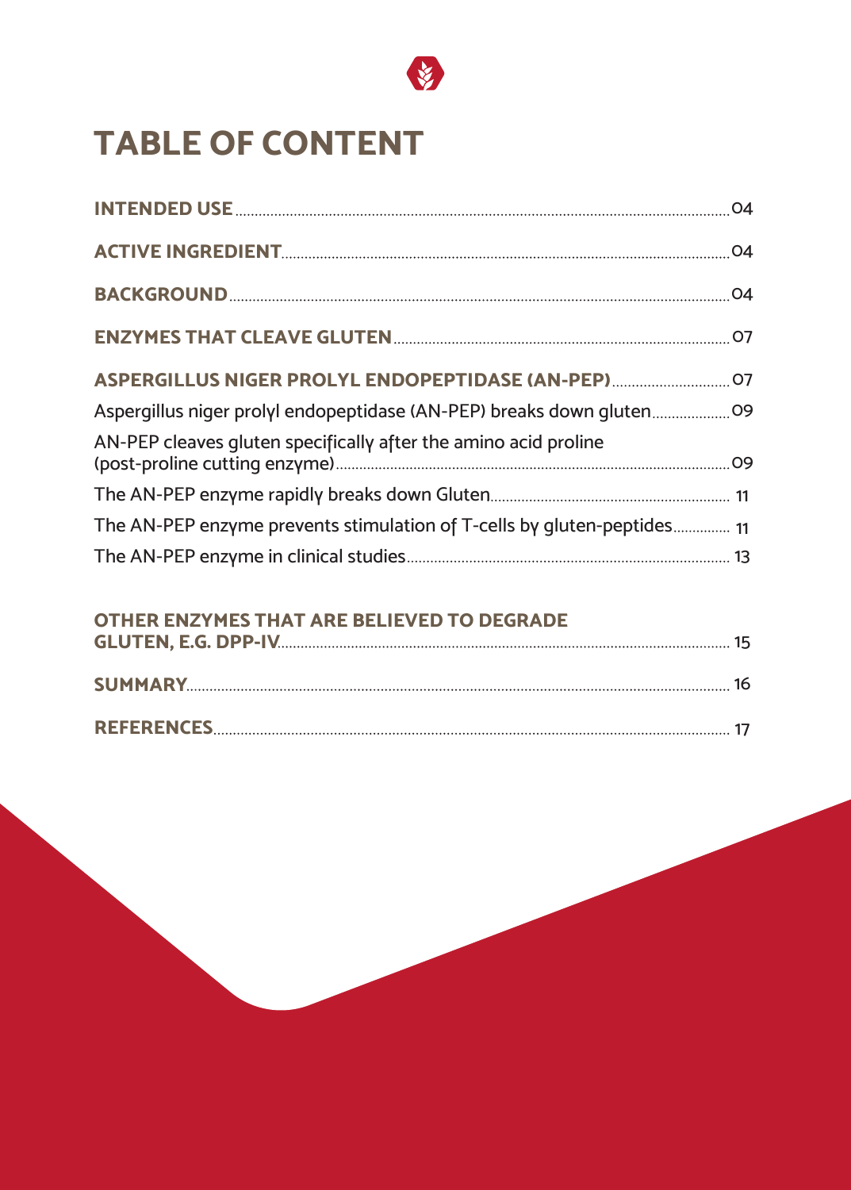# TABLE OF CONTENT

**INTENDED USE** ..... 04

**ACTIVE INGREDIENT** ..... 04

**BACKGROUND** ..... 04

**ENZYMES THAT CLEAVE GLUTEN** ..... 07

**ASPERGILLUS NIGER PROLYL ENDOPEPTIDASE (AN-PEP)** ..... 07

Aspergillus niger prolyl endopeptidase (AN-PEP) breaks down gluten ..... 09

AN-PEP cleaves gluten specifically after the amino acid proline (post-proline cutting enzyme) ..... 09

The AN-PEP enzyme rapidly breaks down Gluten ..... 11

The AN-PEP enzyme prevents stimulation of T-cells by gluten-peptides ..... 11

The AN-PEP enzyme in clinical studies ..... 13

**OTHER ENZYMES THAT ARE BELIEVED TO DEGRADE GLUTEN, E.G. DPP-IV** ..... 15

**SUMMARY** ..... 16

**REFERENCES** ..... 17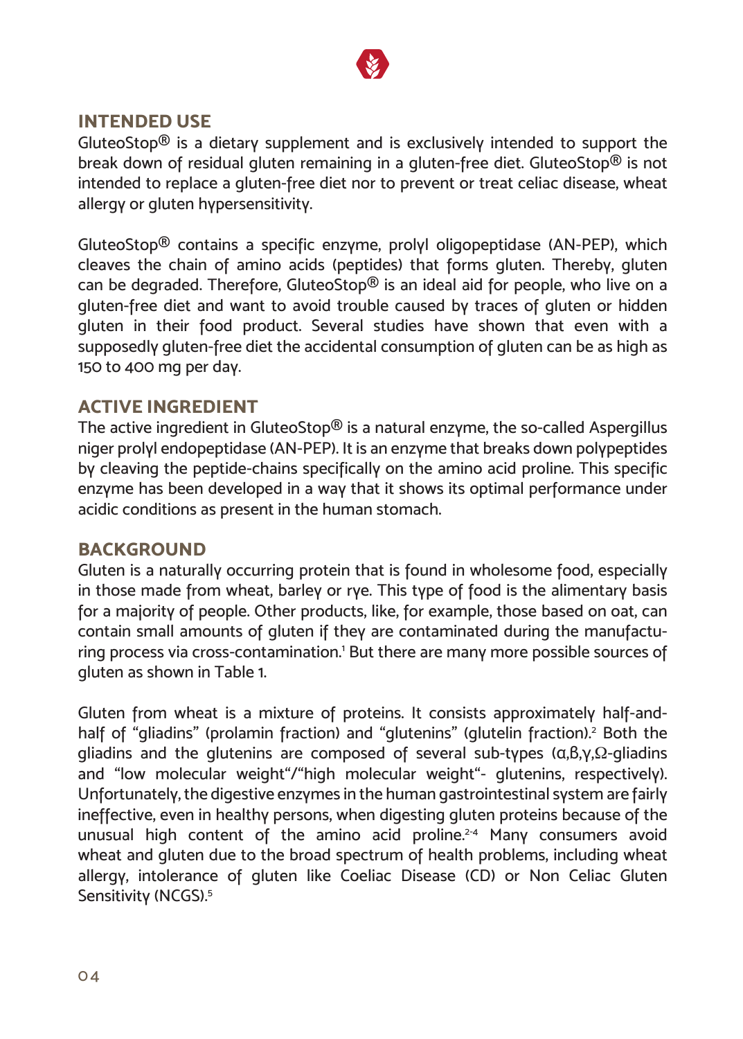## INTENDED USE

GluteoStop® is a dietary supplement and is exclusively intended to support the break down of residual gluten remaining in a gluten-free diet. GluteoStop® is not intended to replace a gluten-free diet nor to prevent or treat celiac disease, wheat allergy or gluten hypersensitivity.

GluteoStop® contains a specific enzyme, prolyl oligopeptidase (AN-PEP), which cleaves the chain of amino acids (peptides) that forms gluten. Thereby, gluten can be degraded. Therefore, GluteoStop® is an ideal aid for people, who live on a gluten-free diet and want to avoid trouble caused by traces of gluten or hidden gluten in their food product. Several studies have shown that even with a supposedly gluten-free diet the accidental consumption of gluten can be as high as 150 to 400 mg per day.

## ACTIVE INGREDIENT

The active ingredient in GluteoStop® is a natural enzyme, the so-called Aspergillus niger prolyl endopeptidase (AN-PEP). It is an enzyme that breaks down polypeptides by cleaving the peptide-chains specifically on the amino acid proline. This specific enzyme has been developed in a way that it shows its optimal performance under acidic conditions as present in the human stomach.

## BACKGROUND

Gluten is a naturally occurring protein that is found in wholesome food, especially in those made from wheat, barley or rye. This type of food is the alimentary basis for a majority of people. Other products, like, for example, those based on oat, can contain small amounts of gluten if they are contaminated during the manufacturing process via cross-contamination.[1] But there are many more possible sources of gluten as shown in Table 1.

Gluten from wheat is a mixture of proteins. It consists approximately half-and-half of “gliadins” (prolamin fraction) and “glutenins” (glutelin fraction).[2] Both the gliadins and the glutenins are composed of several sub-types (α,β,γ,Ω-gliadins and “low molecular weight“/“high molecular weight“- glutenins, respectively). Unfortunately, the digestive enzymes in the human gastrointestinal system are fairly ineffective, even in healthy persons, when digesting gluten proteins because of the unusual high content of the amino acid proline.[2-4] Many consumers avoid wheat and gluten due to the broad spectrum of health problems, including wheat allergy, intolerance of gluten like Coeliac Disease (CD) or Non Celiac Gluten Sensitivity (NCGS).[5]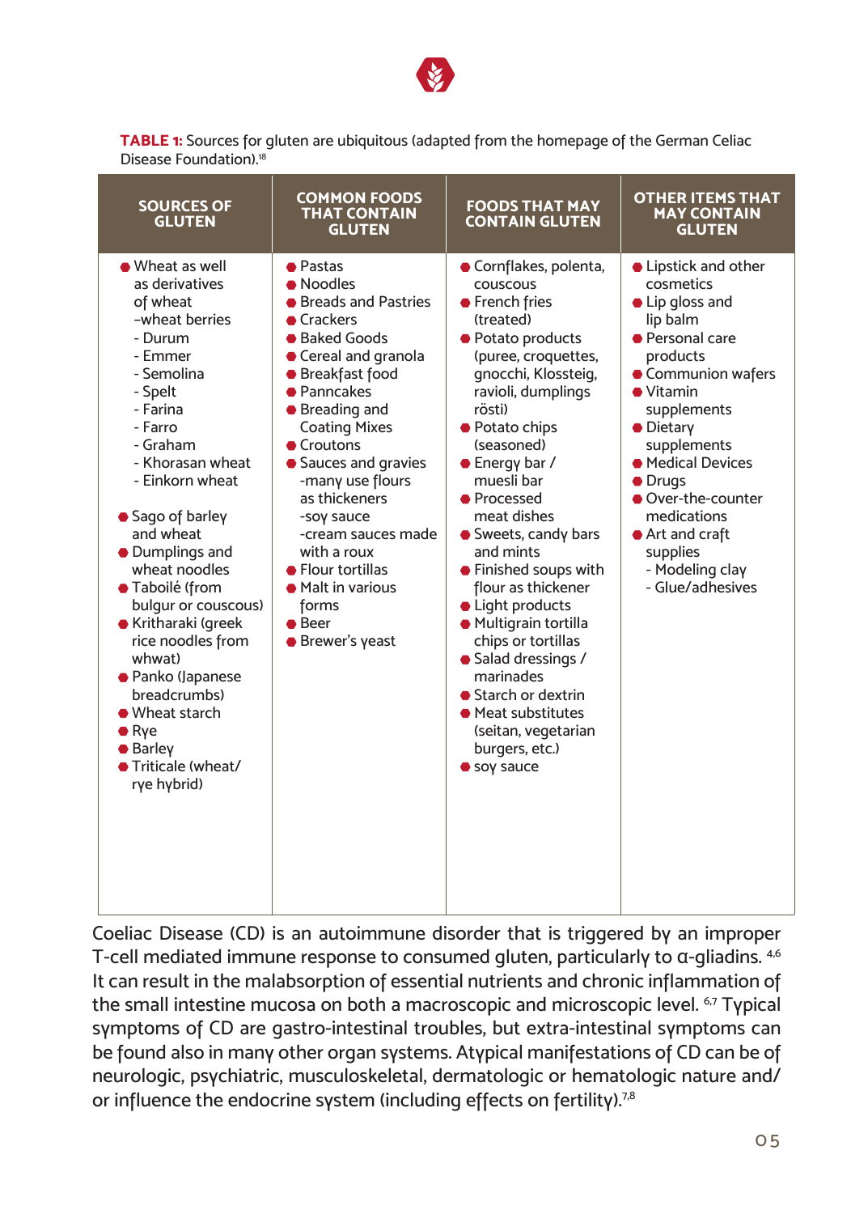**TABLE 1:** Sources for gluten are ubiquitous (adapted from the homepage of the German Celiac Disease Foundation).[18]

| SOURCES OF GLUTEN | COMMON FOODS THAT CONTAIN GLUTEN | FOODS THAT MAY CONTAIN GLUTEN | OTHER ITEMS THAT MAY CONTAIN GLUTEN |
|---|---|---|---|
| • Wheat as well as derivatives of wheat<br>-wheat berries<br>- Durum<br>- Emmer<br>- Semolina<br>- Spelt<br>- Farina<br>- Farro<br>- Graham<br>- Khorasan wheat<br>- Einkorn wheat<br><br>• Sago of barley and wheat<br>• Dumplings and wheat noodles<br>• Taboilé (from bulgur or couscous)<br>• Kritharaki (greek rice noodles from whwat)<br>• Panko (Japanese breadcrumbs)<br>• Wheat starch<br>• Rye<br>• Barley<br>• Triticale (wheat/ rye hybrid) | • Pastas<br>• Noodles<br>• Breads and Pastries<br>• Crackers<br>• Baked Goods<br>• Cereal and granola<br>• Breakfast food<br>• Panncakes<br>• Breading and Coating Mixes<br>• Croutons<br>• Sauces and gravies<br>-many use flours as thickeners<br>-soy sauce<br>-cream sauces made with a roux<br>• Flour tortillas<br>• Malt in various forms<br>• Beer<br>• Brewer's yeast | • Cornflakes, polenta, couscous<br>• French fries (treated)<br>• Potato products (puree, croquettes, gnocchi, Klossteig, ravioli, dumplings rösti)<br>• Potato chips (seasoned)<br>• Energy bar / muesli bar<br>• Processed meat dishes<br>• Sweets, candy bars and mints<br>• Finished soups with flour as thickener<br>• Light products<br>• Multigrain tortilla chips or tortillas<br>• Salad dressings / marinades<br>• Starch or dextrin<br>• Meat substitutes (seitan, vegetarian burgers, etc.)<br>• soy sauce | • Lipstick and other cosmetics<br>• Lip gloss and lip balm<br>• Personal care products<br>• Communion wafers<br>• Vitamin supplements<br>• Dietary supplements<br>• Medical Devices<br>• Drugs<br>• Over-the-counter medications<br>• Art and craft supplies<br>- Modeling clay<br>- Glue/adhesives |

Coeliac Disease (CD) is an autoimmune disorder that is triggered by an improper T-cell mediated immune response to consumed gluten, particularly to α-gliadins.[4,6] It can result in the malabsorption of essential nutrients and chronic inflammation of the small intestine mucosa on both a macroscopic and microscopic level.[6,7] Typical symptoms of CD are gastro-intestinal troubles, but extra-intestinal symptoms can be found also in many other organ systems. Atypical manifestations of CD can be of neurologic, psychiatric, musculoskeletal, dermatologic or hematologic nature and/or influence the endocrine system (including effects on fertility).[7,8]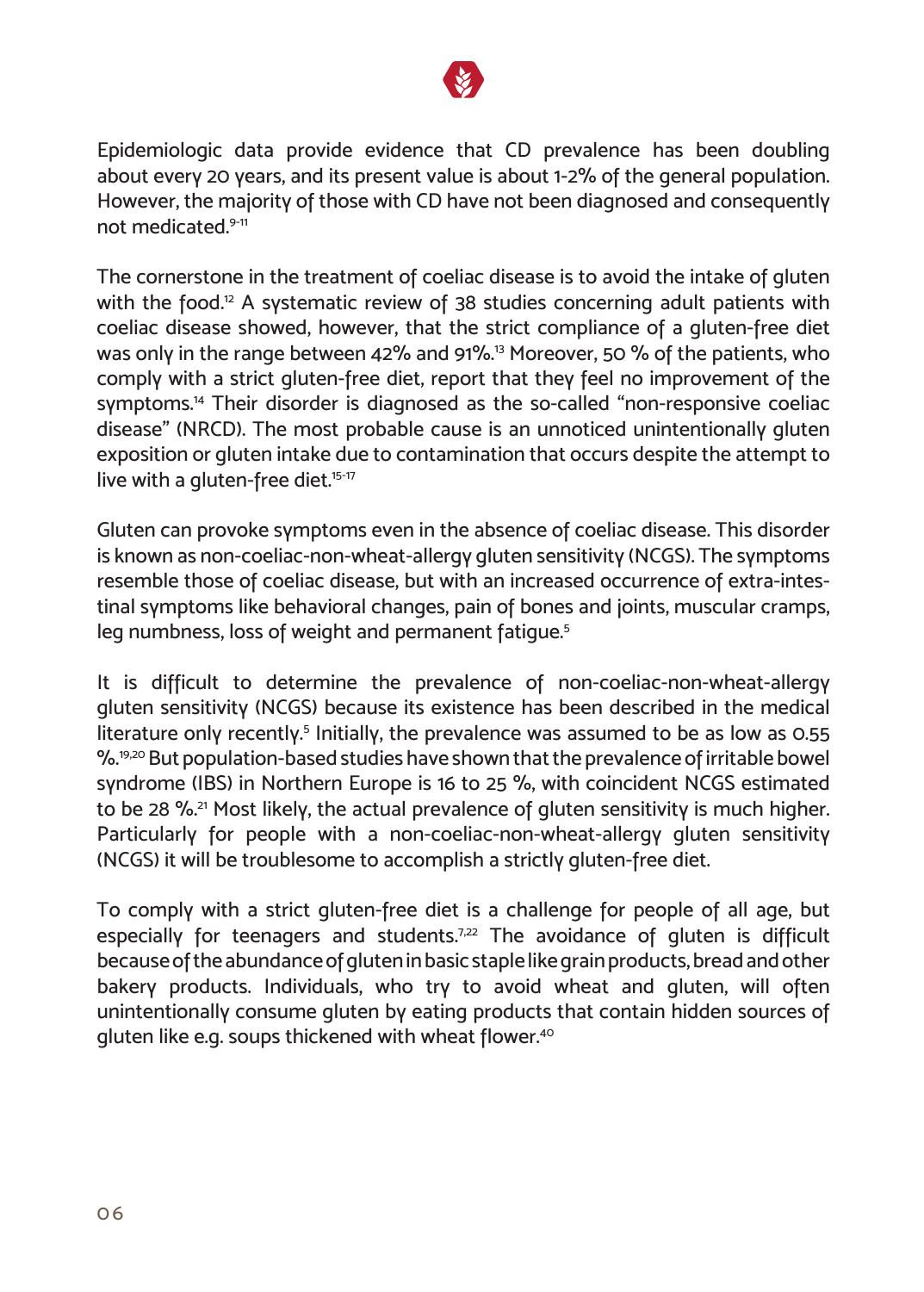Epidemiologic data provide evidence that CD prevalence has been doubling about every 20 years, and its present value is about 1-2% of the general population. However, the majority of those with CD have not been diagnosed and consequently not medicated.[9-11]

The cornerstone in the treatment of coeliac disease is to avoid the intake of gluten with the food.[12] A systematic review of 38 studies concerning adult patients with coeliac disease showed, however, that the strict compliance of a gluten-free diet was only in the range between 42% and 91%.[13] Moreover, 50 % of the patients, who comply with a strict gluten-free diet, report that they feel no improvement of the symptoms.[14] Their disorder is diagnosed as the so-called "non-responsive coeliac disease" (NRCD). The most probable cause is an unnoticed unintentionally gluten exposition or gluten intake due to contamination that occurs despite the attempt to live with a gluten-free diet.[15-17]

Gluten can provoke symptoms even in the absence of coeliac disease. This disorder is known as non-coeliac-non-wheat-allergy gluten sensitivity (NCGS). The symptoms resemble those of coeliac disease, but with an increased occurrence of extra-intestinal symptoms like behavioral changes, pain of bones and joints, muscular cramps, leg numbness, loss of weight and permanent fatigue.[5]

It is difficult to determine the prevalence of non-coeliac-non-wheat-allergy gluten sensitivity (NCGS) because its existence has been described in the medical literature only recently.[5] Initially, the prevalence was assumed to be as low as 0.55 %.[19,20] But population-based studies have shown that the prevalence of irritable bowel syndrome (IBS) in Northern Europe is 16 to 25 %, with coincident NCGS estimated to be 28 %.[21] Most likely, the actual prevalence of gluten sensitivity is much higher. Particularly for people with a non-coeliac-non-wheat-allergy gluten sensitivity (NCGS) it will be troublesome to accomplish a strictly gluten-free diet.

To comply with a strict gluten-free diet is a challenge for people of all age, but especially for teenagers and students.[7,22] The avoidance of gluten is difficult because of the abundance of gluten in basic staple like grain products, bread and other bakery products. Individuals, who try to avoid wheat and gluten, will often unintentionally consume gluten by eating products that contain hidden sources of gluten like e.g. soups thickened with wheat flower.[40]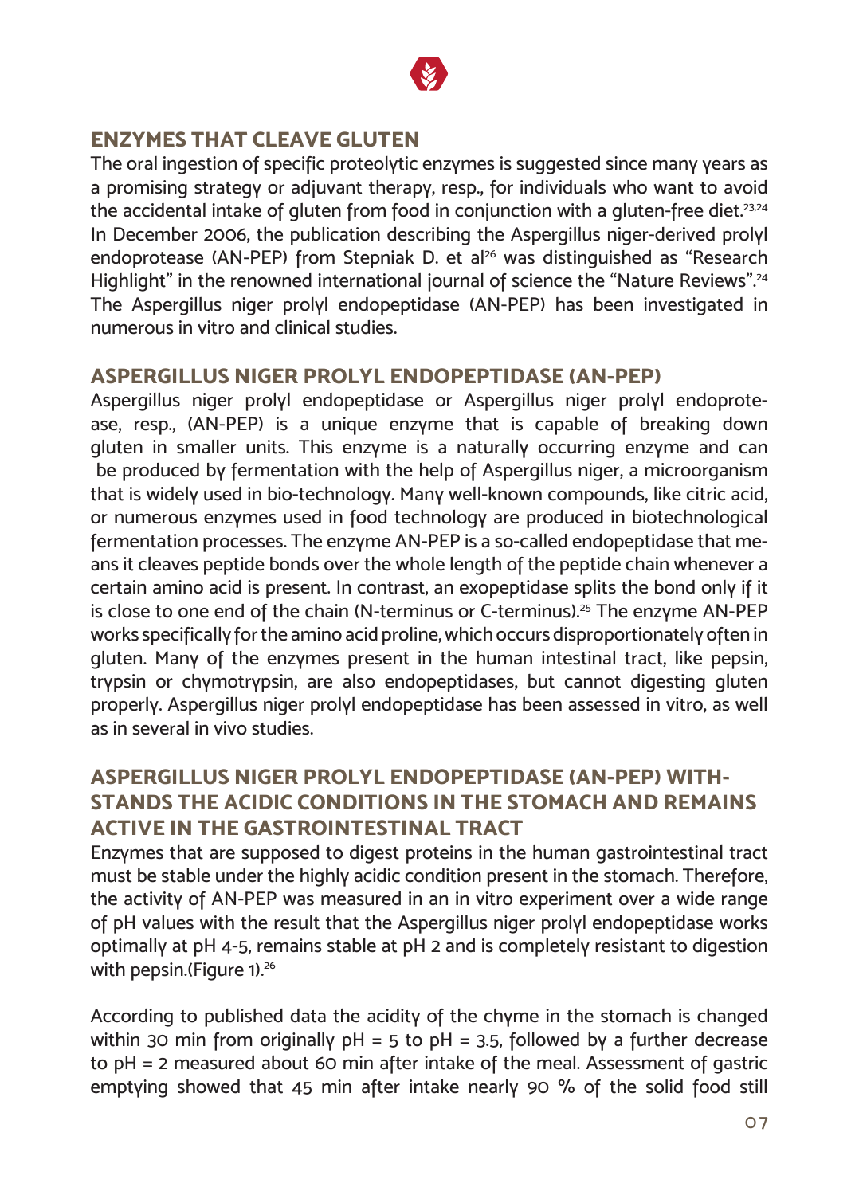## ENZYMES THAT CLEAVE GLUTEN

The oral ingestion of specific proteolytic enzymes is suggested since many years as a promising strategy or adjuvant therapy, resp., for individuals who want to avoid the accidental intake of gluten from food in conjunction with a gluten-free diet.[23,24] In December 2006, the publication describing the Aspergillus niger-derived prolyl endoprotease (AN-PEP) from Stepniak D. et al[26] was distinguished as "Research Highlight" in the renowned international journal of science the "Nature Reviews".[24] The Aspergillus niger prolyl endopeptidase (AN-PEP) has been investigated in numerous in vitro and clinical studies.

## ASPERGILLUS NIGER PROLYL ENDOPEPTIDASE (AN-PEP)

Aspergillus niger prolyl endopeptidase or Aspergillus niger prolyl endoprotease, resp., (AN-PEP) is a unique enzyme that is capable of breaking down gluten in smaller units. This enzyme is a naturally occurring enzyme and can be produced by fermentation with the help of Aspergillus niger, a microorganism that is widely used in bio-technology. Many well-known compounds, like citric acid, or numerous enzymes used in food technology are produced in biotechnological fermentation processes. The enzyme AN-PEP is a so-called endopeptidase that means it cleaves peptide bonds over the whole length of the peptide chain whenever a certain amino acid is present. In contrast, an exopeptidase splits the bond only if it is close to one end of the chain (N-terminus or C-terminus).[25] The enzyme AN-PEP works specifically for the amino acid proline, which occurs disproportionately often in gluten. Many of the enzymes present in the human intestinal tract, like pepsin, trypsin or chymotrypsin, are also endopeptidases, but cannot digesting gluten properly. Aspergillus niger prolyl endopeptidase has been assessed in vitro, as well as in several in vivo studies.

## ASPERGILLUS NIGER PROLYL ENDOPEPTIDASE (AN-PEP) WITHSTANDS THE ACIDIC CONDITIONS IN THE STOMACH AND REMAINS ACTIVE IN THE GASTROINTESTINAL TRACT

Enzymes that are supposed to digest proteins in the human gastrointestinal tract must be stable under the highly acidic condition present in the stomach. Therefore, the activity of AN-PEP was measured in an in vitro experiment over a wide range of pH values with the result that the Aspergillus niger prolyl endopeptidase works optimally at pH 4-5, remains stable at pH 2 and is completely resistant to digestion with pepsin.(Figure 1).[26]

According to published data the acidity of the chyme in the stomach is changed within 30 min from originally pH = 5 to pH = 3.5, followed by a further decrease to pH = 2 measured about 60 min after intake of the meal. Assessment of gastric emptying showed that 45 min after intake nearly 90 % of the solid food still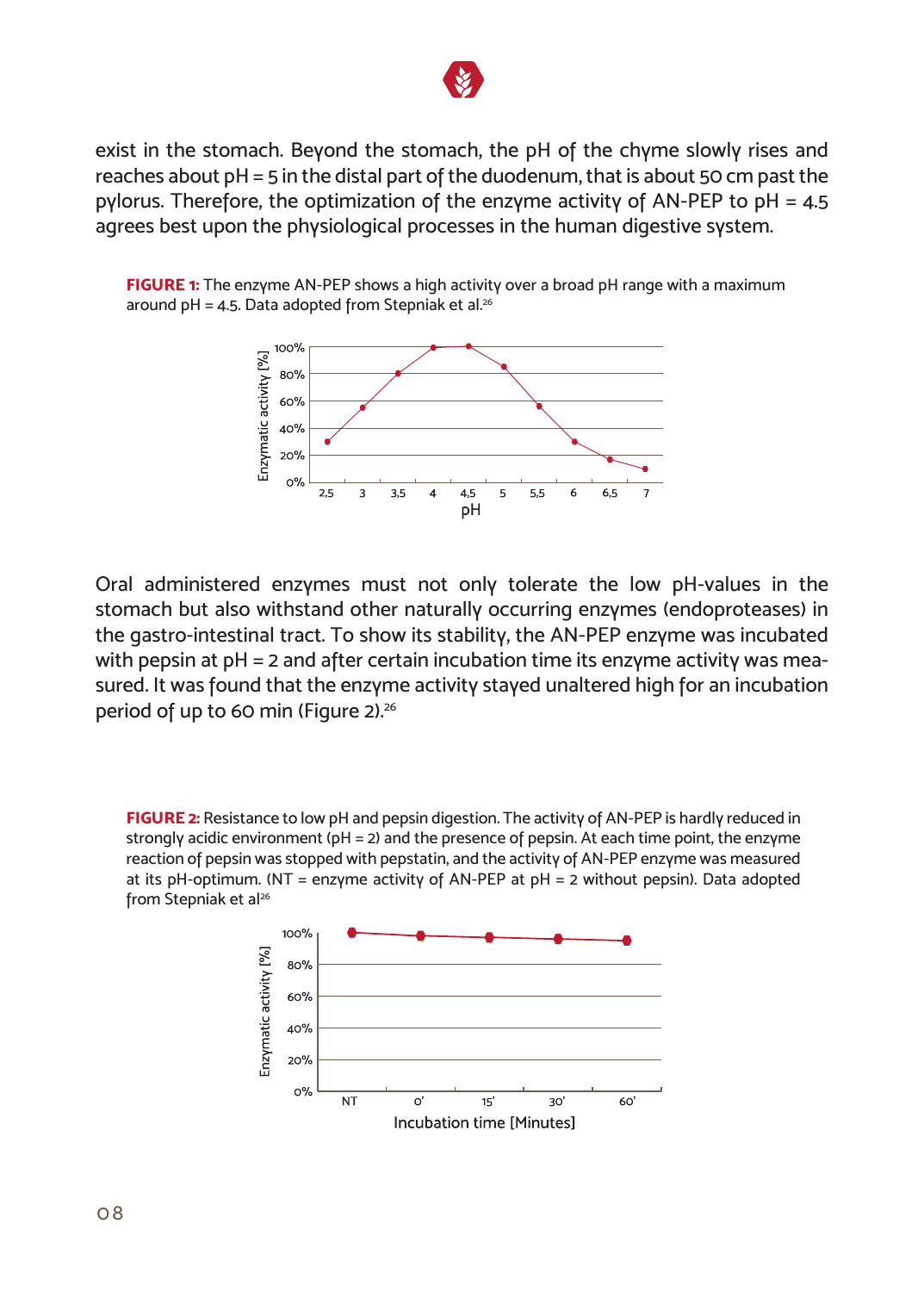exist in the stomach. Beyond the stomach, the pH of the chyme slowly rises and reaches about pH = 5 in the distal part of the duodenum, that is about 50 cm past the pylorus. Therefore, the optimization of the enzyme activity of AN-PEP to pH = 4.5 agrees best upon the physiological processes in the human digestive system.

**FIGURE 1:** The enzyme AN-PEP shows a high activity over a broad pH range with a maximum around pH = 4.5. Data adopted from Stepniak et al.[26]

Oral administered enzymes must not only tolerate the low pH-values in the stomach but also withstand other naturally occurring enzymes (endoproteases) in the gastro-intestinal tract. To show its stability, the AN-PEP enzyme was incubated with pepsin at pH = 2 and after certain incubation time its enzyme activity was measured. It was found that the enzyme activity stayed unaltered high for an incubation period of up to 60 min (Figure 2).[26]

**FIGURE 2:** Resistance to low pH and pepsin digestion. The activity of AN-PEP is hardly reduced in strongly acidic environment (pH = 2) and the presence of pepsin. At each time point, the enzyme reaction of pepsin was stopped with pepstatin, and the activity of AN-PEP enzyme was measured at its pH-optimum. (NT = enzyme activity of AN-PEP at pH = 2 without pepsin). Data adopted from Stepniak et al[26]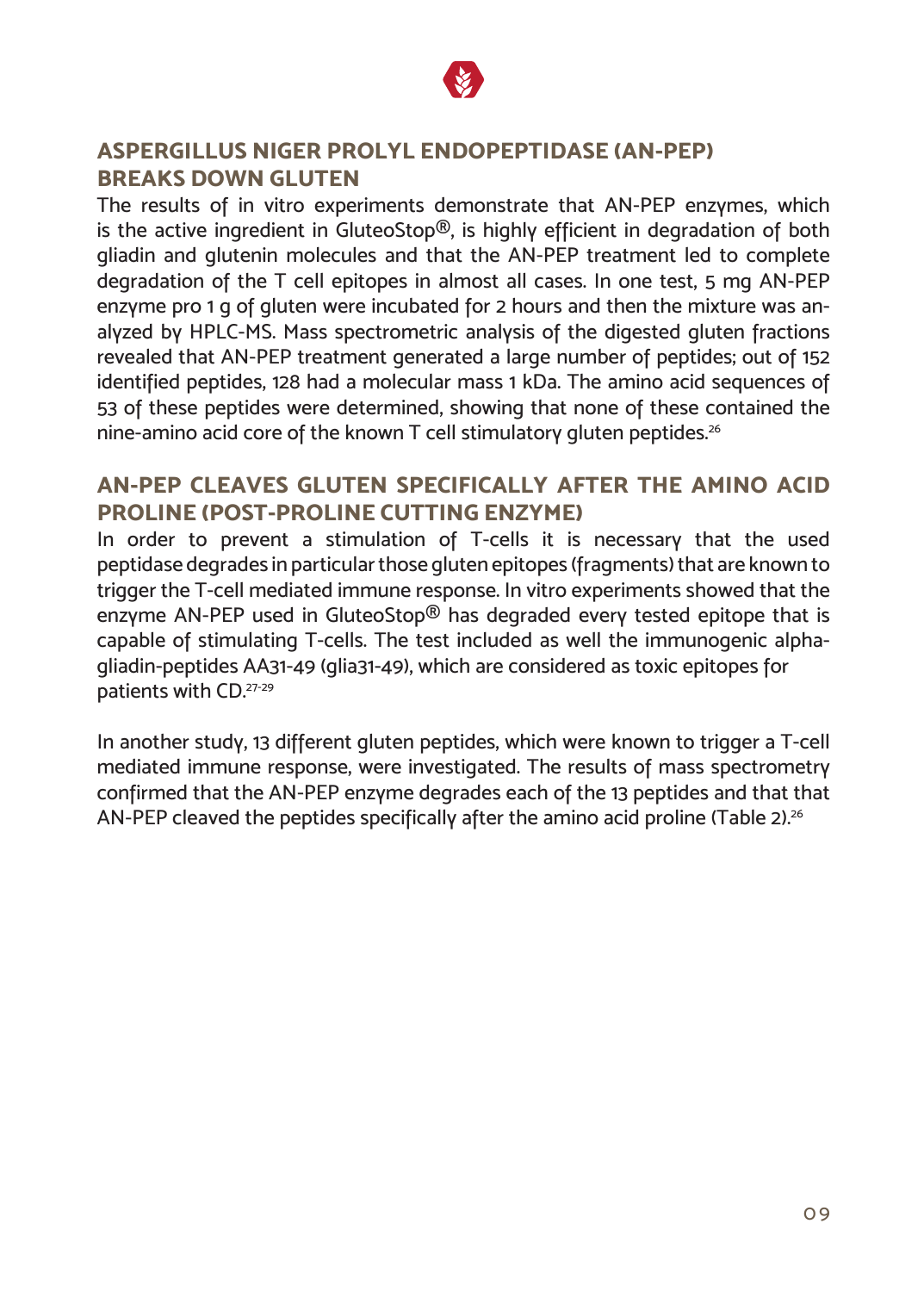## ASPERGILLUS NIGER PROLYL ENDOPEPTIDASE (AN-PEP) BREAKS DOWN GLUTEN

The results of in vitro experiments demonstrate that AN-PEP enzymes, which is the active ingredient in GluteoStop®, is highly efficient in degradation of both gliadin and glutenin molecules and that the AN-PEP treatment led to complete degradation of the T cell epitopes in almost all cases. In one test, 5 mg AN-PEP enzyme pro 1 g of gluten were incubated for 2 hours and then the mixture was analyzed by HPLC-MS. Mass spectrometric analysis of the digested gluten fractions revealed that AN-PEP treatment generated a large number of peptides; out of 152 identified peptides, 128 had a molecular mass 1 kDa. The amino acid sequences of 53 of these peptides were determined, showing that none of these contained the nine-amino acid core of the known T cell stimulatory gluten peptides.[26]

## AN-PEP CLEAVES GLUTEN SPECIFICALLY AFTER THE AMINO ACID PROLINE (POST-PROLINE CUTTING ENZYME)

In order to prevent a stimulation of T-cells it is necessary that the used peptidase degrades in particular those gluten epitopes (fragments) that are known to trigger the T-cell mediated immune response. In vitro experiments showed that the enzyme AN-PEP used in GluteoStop® has degraded every tested epitope that is capable of stimulating T-cells. The test included as well the immunogenic alpha-gliadin-peptides AA31-49 (glia31-49), which are considered as toxic epitopes for patients with CD.[27-29]

In another study, 13 different gluten peptides, which were known to trigger a T-cell mediated immune response, were investigated. The results of mass spectrometry confirmed that the AN-PEP enzyme degrades each of the 13 peptides and that that AN-PEP cleaved the peptides specifically after the amino acid proline (Table 2).[26]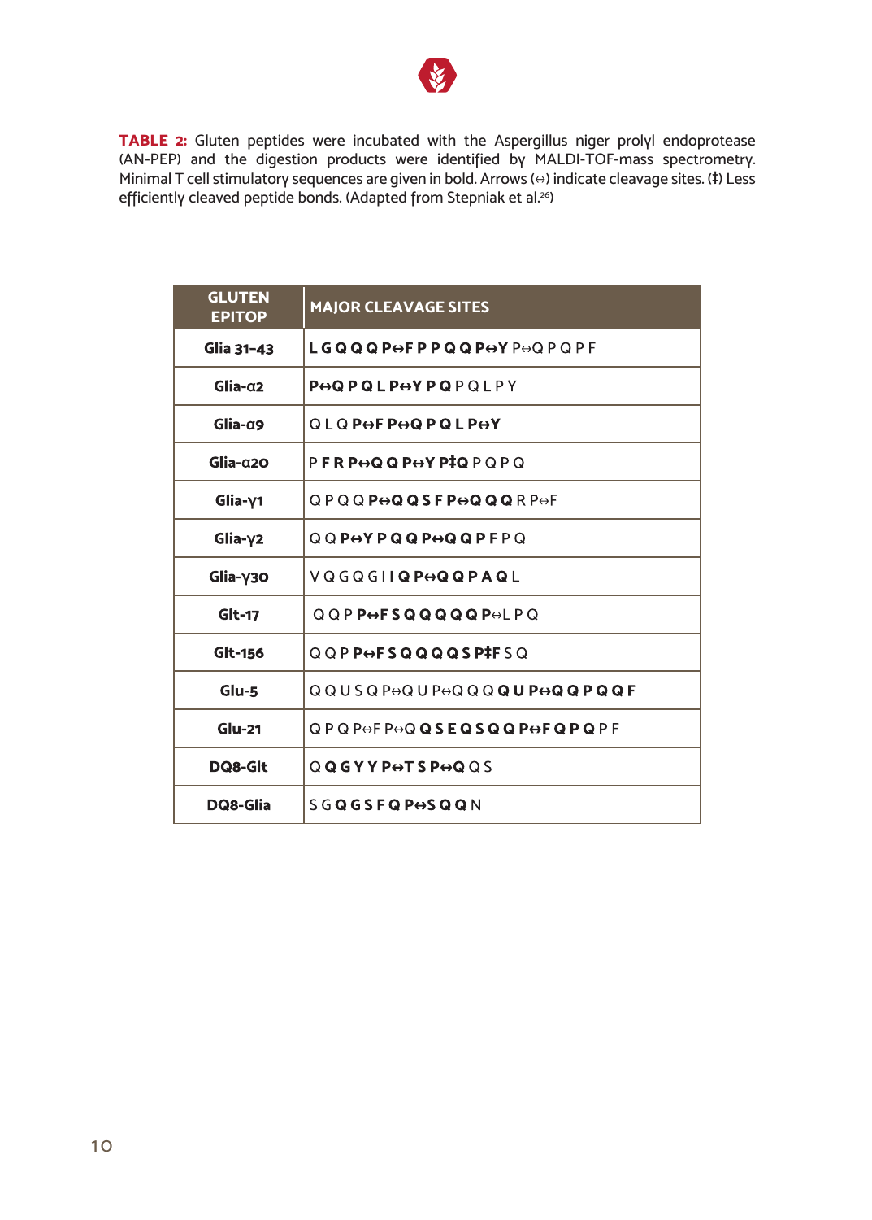**TABLE 2:** Gluten peptides were incubated with the Aspergillus niger prolyl endoprotease (AN-PEP) and the digestion products were identified by MALDI-TOF-mass spectrometry. Minimal T cell stimulatory sequences are given in bold. Arrows (↔) indicate cleavage sites. (‡) Less efficiently cleaved peptide bonds. (Adapted from Stepniak et al.[26])

| GLUTEN EPITOP | MAJOR CLEAVAGE SITES |
|---|---|
| Glia 31–43 | **L G Q Q Q P↔F P P Q Q P↔Y** P↔Q P Q P F |
| Glia-α2 | **P↔Q P Q L P↔Y P Q** P Q L P Y |
| Glia-α9 | Q L Q **P↔F P↔Q P Q L P↔Y** |
| Glia-α20 | P **F R P↔Q Q P↔Y P‡Q** P Q P Q |
| Glia-γ1 | Q P Q Q **P↔Q Q S F P↔Q Q Q** R P↔F |
| Glia-γ2 | Q Q **P↔Y P Q Q P↔Q Q P F** P Q |
| Glia-γ30 | V Q G Q G I **I Q P↔Q Q P A Q** L |
| Glt-17 | Q Q P **P↔F S Q Q Q Q Q P**↔L P Q |
| Glt-156 | Q Q P **P↔F S Q Q Q Q S P‡F** S Q |
| Glu-5 | Q Q U S Q P↔Q U P↔Q Q Q **Q U P↔Q Q P Q Q F** |
| Glu-21 | Q P Q P↔F P↔Q **Q S E Q S Q Q P↔F Q P Q** P F |
| DQ8-Glt | Q **Q G Y Y P↔T S P↔Q** Q S |
| DQ8-Glia | S G **Q G S F Q P↔S Q Q** N |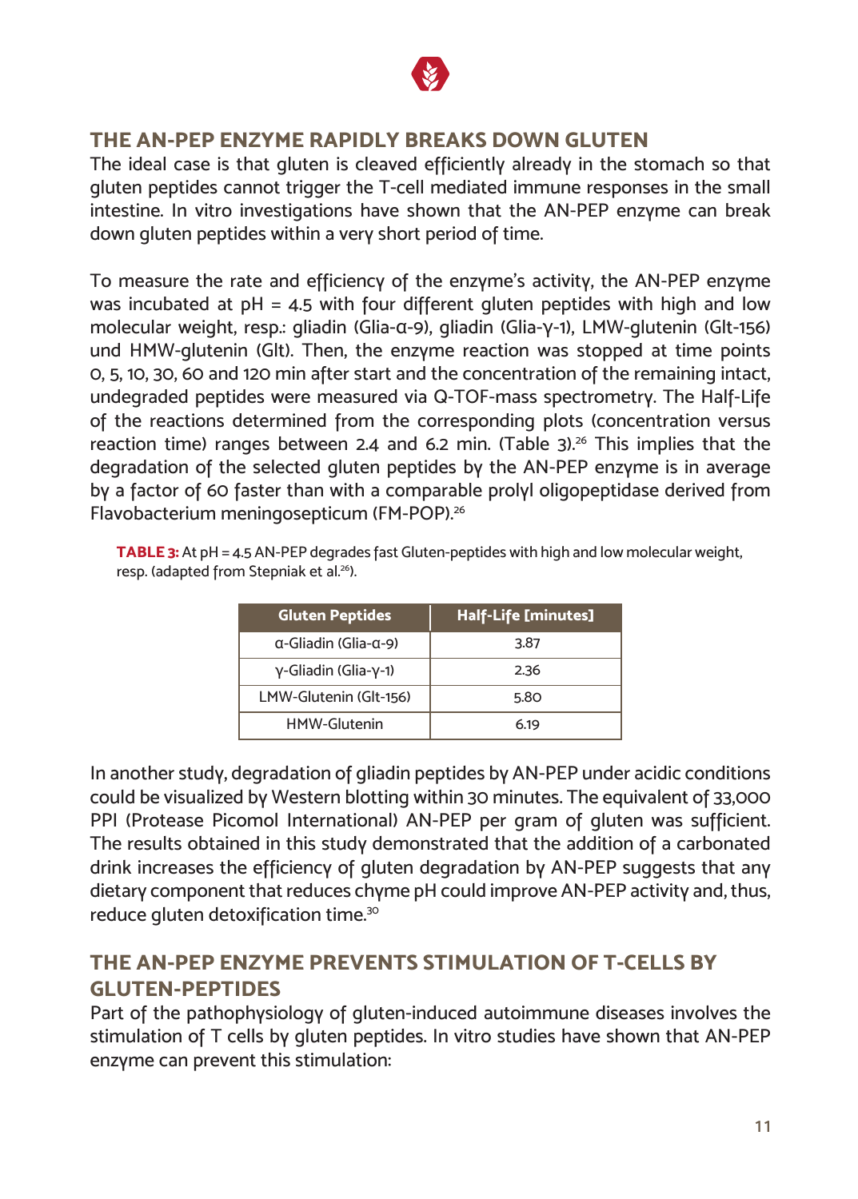## THE AN-PEP ENZYME RAPIDLY BREAKS DOWN GLUTEN

The ideal case is that gluten is cleaved efficiently already in the stomach so that gluten peptides cannot trigger the T-cell mediated immune responses in the small intestine. In vitro investigations have shown that the AN-PEP enzyme can break down gluten peptides within a very short period of time.

To measure the rate and efficiency of the enzyme's activity, the AN-PEP enzyme was incubated at pH = 4.5 with four different gluten peptides with high and low molecular weight, resp.: gliadin (Glia-α-9), gliadin (Glia-γ-1), LMW-glutenin (Glt-156) und HMW-glutenin (Glt). Then, the enzyme reaction was stopped at time points 0, 5, 10, 30, 60 and 120 min after start and the concentration of the remaining intact, undegraded peptides were measured via Q-TOF-mass spectrometry. The Half-Life of the reactions determined from the corresponding plots (concentration versus reaction time) ranges between 2.4 and 6.2 min. (Table 3).[26] This implies that the degradation of the selected gluten peptides by the AN-PEP enzyme is in average by a factor of 60 faster than with a comparable prolyl oligopeptidase derived from Flavobacterium meningosepticum (FM-POP).[26]

**TABLE 3:** At pH = 4.5 AN-PEP degrades fast Gluten-peptides with high and low molecular weight, resp. (adapted from Stepniak et al.[26]).

| Gluten Peptides | Half-Life [minutes] |
|---|---|
| α-Gliadin (Glia-α-9) | 3.87 |
| γ-Gliadin (Glia-γ-1) | 2.36 |
| LMW-Glutenin (Glt-156) | 5.80 |
| HMW-Glutenin | 6.19 |

In another study, degradation of gliadin peptides by AN-PEP under acidic conditions could be visualized by Western blotting within 30 minutes. The equivalent of 33,000 PPI (Protease Picomol International) AN-PEP per gram of gluten was sufficient. The results obtained in this study demonstrated that the addition of a carbonated drink increases the efficiency of gluten degradation by AN-PEP suggests that any dietary component that reduces chyme pH could improve AN-PEP activity and, thus, reduce gluten detoxification time.[30]

## THE AN-PEP ENZYME PREVENTS STIMULATION OF T-CELLS BY GLUTEN-PEPTIDES

Part of the pathophysiology of gluten-induced autoimmune diseases involves the stimulation of T cells by gluten peptides. In vitro studies have shown that AN-PEP enzyme can prevent this stimulation: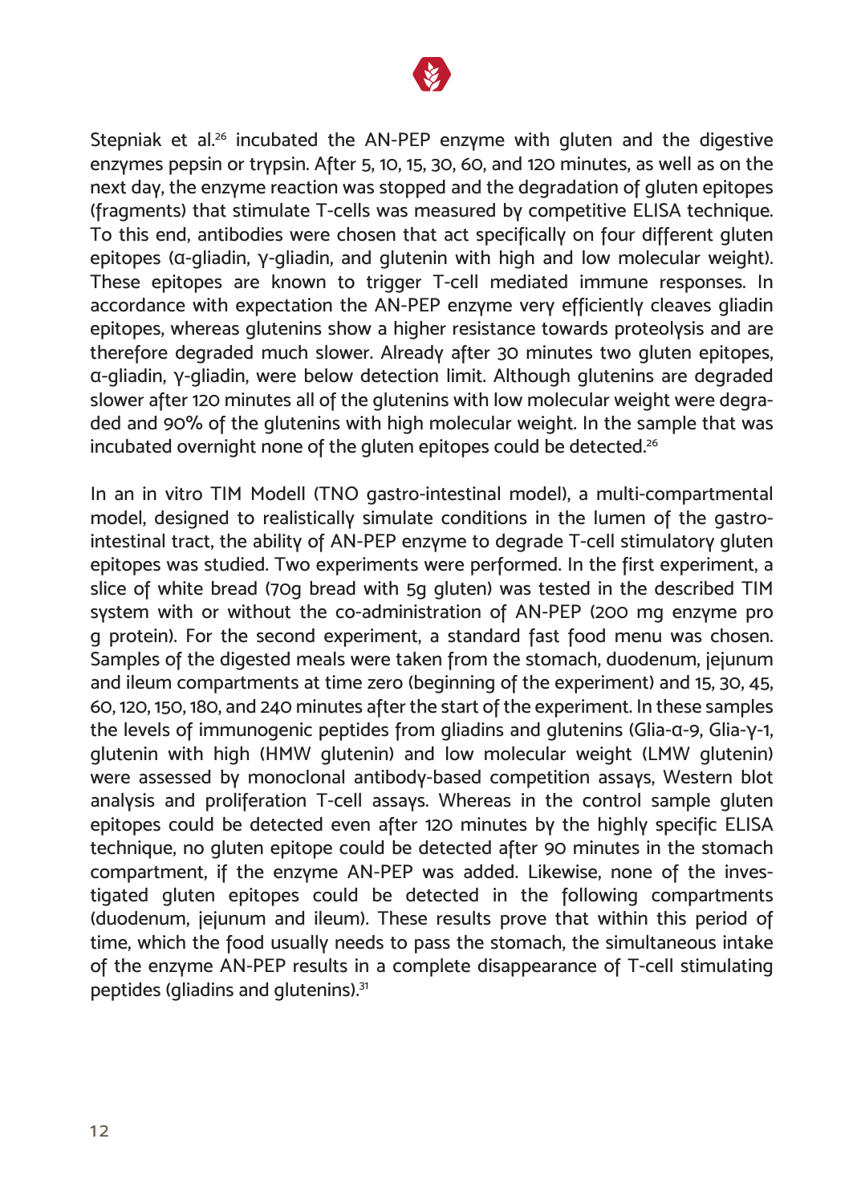Stepniak et al.[26] incubated the AN-PEP enzyme with gluten and the digestive enzymes pepsin or trypsin. After 5, 10, 15, 30, 60, and 120 minutes, as well as on the next day, the enzyme reaction was stopped and the degradation of gluten epitopes (fragments) that stimulate T-cells was measured by competitive ELISA technique. To this end, antibodies were chosen that act specifically on four different gluten epitopes (α-gliadin, γ-gliadin, and glutenin with high and low molecular weight). These epitopes are known to trigger T-cell mediated immune responses. In accordance with expectation the AN-PEP enzyme very efficiently cleaves gliadin epitopes, whereas glutenins show a higher resistance towards proteolysis and are therefore degraded much slower. Already after 30 minutes two gluten epitopes, α-gliadin, γ-gliadin, were below detection limit. Although glutenins are degraded slower after 120 minutes all of the glutenins with low molecular weight were degraded and 90% of the glutenins with high molecular weight. In the sample that was incubated overnight none of the gluten epitopes could be detected.[26]

In an in vitro TIM Modell (TNO gastro-intestinal model), a multi-compartmental model, designed to realistically simulate conditions in the lumen of the gastro-intestinal tract, the ability of AN-PEP enzyme to degrade T-cell stimulatory gluten epitopes was studied. Two experiments were performed. In the first experiment, a slice of white bread (70g bread with 5g gluten) was tested in the described TIM system with or without the co-administration of AN-PEP (200 mg enzyme pro g protein). For the second experiment, a standard fast food menu was chosen. Samples of the digested meals were taken from the stomach, duodenum, jejunum and ileum compartments at time zero (beginning of the experiment) and 15, 30, 45, 60, 120, 150, 180, and 240 minutes after the start of the experiment. In these samples the levels of immunogenic peptides from gliadins and glutenins (Glia-α-9, Glia-γ-1, glutenin with high (HMW glutenin) and low molecular weight (LMW glutenin) were assessed by monoclonal antibody-based competition assays, Western blot analysis and proliferation T-cell assays. Whereas in the control sample gluten epitopes could be detected even after 120 minutes by the highly specific ELISA technique, no gluten epitope could be detected after 90 minutes in the stomach compartment, if the enzyme AN-PEP was added. Likewise, none of the investigated gluten epitopes could be detected in the following compartments (duodenum, jejunum and ileum). These results prove that within this period of time, which the food usually needs to pass the stomach, the simultaneous intake of the enzyme AN-PEP results in a complete disappearance of T-cell stimulating peptides (gliadins and glutenins).[31]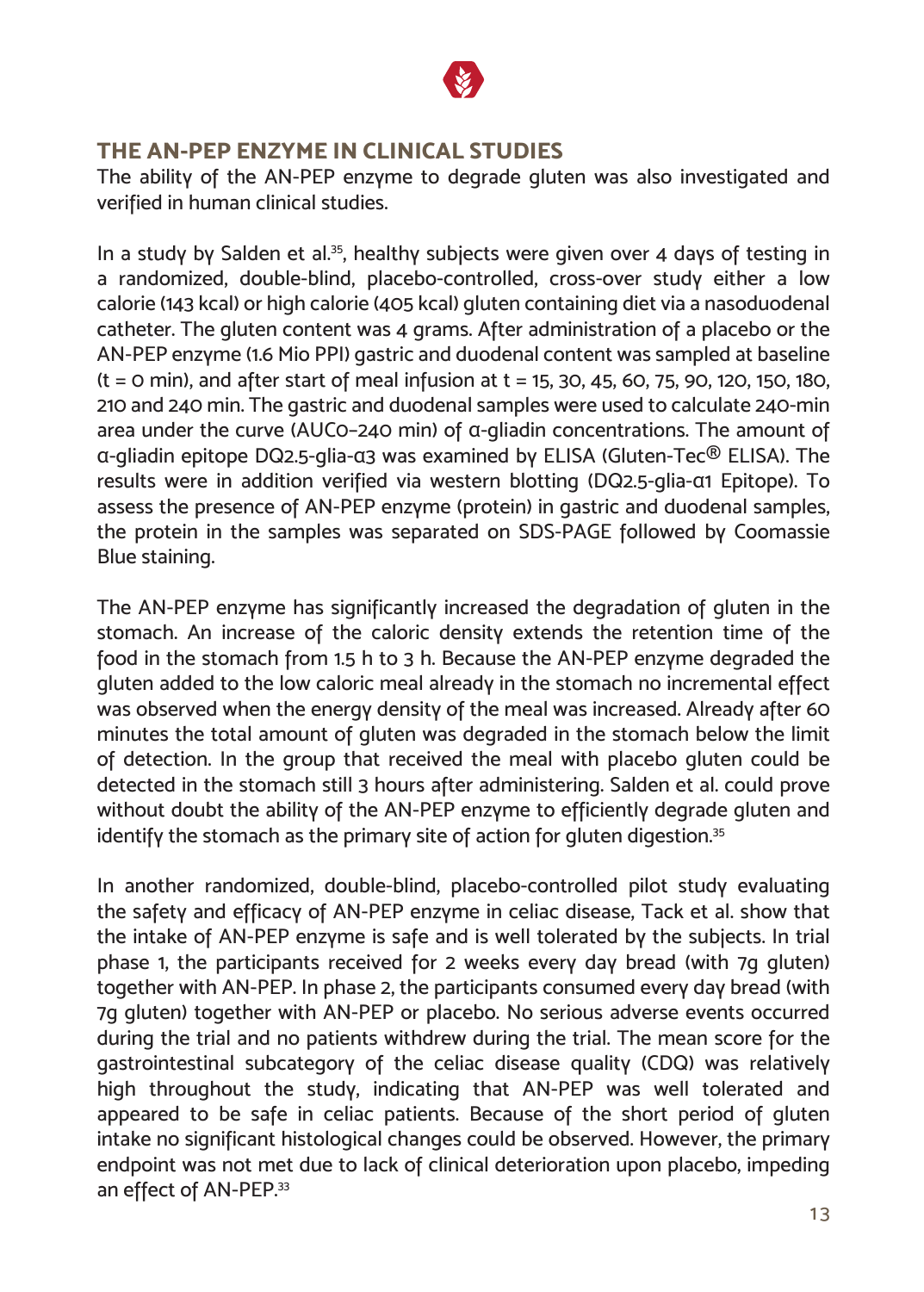## THE AN-PEP ENZYME IN CLINICAL STUDIES

The ability of the AN-PEP enzyme to degrade gluten was also investigated and verified in human clinical studies.

In a study by Salden et al.[35], healthy subjects were given over 4 days of testing in a randomized, double-blind, placebo-controlled, cross-over study either a low calorie (143 kcal) or high calorie (405 kcal) gluten containing diet via a nasoduodenal catheter. The gluten content was 4 grams. After administration of a placebo or the AN-PEP enzyme (1.6 Mio PPI) gastric and duodenal content was sampled at baseline (t = 0 min), and after start of meal infusion at t = 15, 30, 45, 60, 75, 90, 120, 150, 180, 210 and 240 min. The gastric and duodenal samples were used to calculate 240-min area under the curve (AUC0–240 min) of α-gliadin concentrations. The amount of α-gliadin epitope DQ2.5-glia-α3 was examined by ELISA (Gluten-Tec® ELISA). The results were in addition verified via western blotting (DQ2.5-glia-α1 Epitope). To assess the presence of AN-PEP enzyme (protein) in gastric and duodenal samples, the protein in the samples was separated on SDS-PAGE followed by Coomassie Blue staining.

The AN-PEP enzyme has significantly increased the degradation of gluten in the stomach. An increase of the caloric density extends the retention time of the food in the stomach from 1.5 h to 3 h. Because the AN-PEP enzyme degraded the gluten added to the low caloric meal already in the stomach no incremental effect was observed when the energy density of the meal was increased. Already after 60 minutes the total amount of gluten was degraded in the stomach below the limit of detection. In the group that received the meal with placebo gluten could be detected in the stomach still 3 hours after administering. Salden et al. could prove without doubt the ability of the AN-PEP enzyme to efficiently degrade gluten and identify the stomach as the primary site of action for gluten digestion.[35]

In another randomized, double-blind, placebo-controlled pilot study evaluating the safety and efficacy of AN-PEP enzyme in celiac disease, Tack et al. show that the intake of AN-PEP enzyme is safe and is well tolerated by the subjects. In trial phase 1, the participants received for 2 weeks every day bread (with 7g gluten) together with AN-PEP. In phase 2, the participants consumed every day bread (with 7g gluten) together with AN-PEP or placebo. No serious adverse events occurred during the trial and no patients withdrew during the trial. The mean score for the gastrointestinal subcategory of the celiac disease quality (CDQ) was relatively high throughout the study, indicating that AN-PEP was well tolerated and appeared to be safe in celiac patients. Because of the short period of gluten intake no significant histological changes could be observed. However, the primary endpoint was not met due to lack of clinical deterioration upon placebo, impeding an effect of AN-PEP.[33]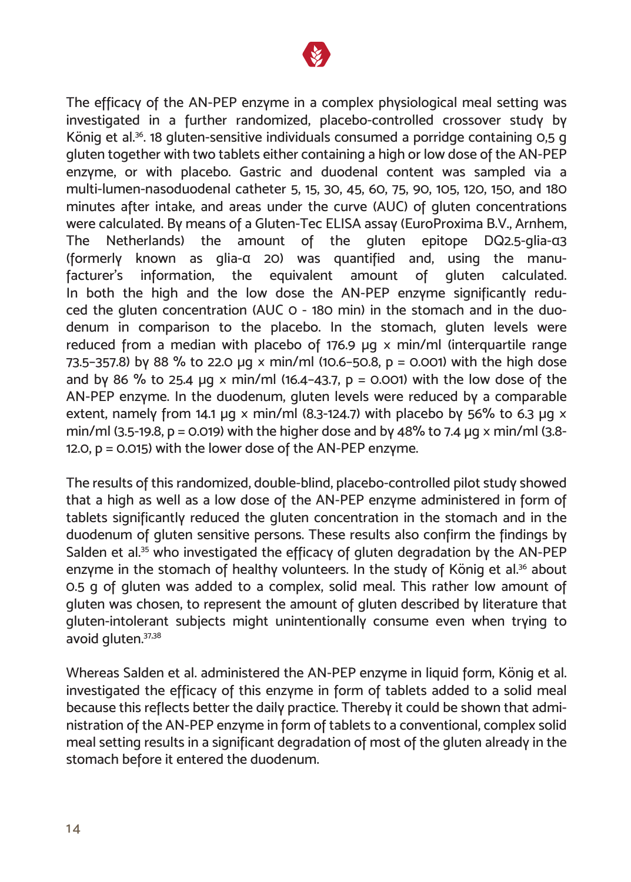The efficacy of the AN-PEP enzyme in a complex physiological meal setting was investigated in a further randomized, placebo-controlled crossover study by König et al.[36]. 18 gluten-sensitive individuals consumed a porridge containing 0,5 g gluten together with two tablets either containing a high or low dose of the AN-PEP enzyme, or with placebo. Gastric and duodenal content was sampled via a multi-lumen-nasoduodenal catheter 5, 15, 30, 45, 60, 75, 90, 105, 120, 150, and 180 minutes after intake, and areas under the curve (AUC) of gluten concentrations were calculated. By means of a Gluten-Tec ELISA assay (EuroProxima B.V., Arnhem, The Netherlands) the amount of the gluten epitope DQ2.5-glia-α3 (formerly known as glia-α 20) was quantified and, using the manufacturer's information, the equivalent amount of gluten calculated. In both the high and the low dose the AN-PEP enzyme significantly reduced the gluten concentration (AUC 0 - 180 min) in the stomach and in the duodenum in comparison to the placebo. In the stomach, gluten levels were reduced from a median with placebo of 176.9 µg x min/ml (interquartile range 73.5–357.8) by 88 % to 22.0 µg x min/ml (10.6–50.8, $p = 0.001$) with the high dose and by 86 % to 25.4 µg x min/ml (16.4–43.7, $p = 0.001$) with the low dose of the AN-PEP enzyme. In the duodenum, gluten levels were reduced by a comparable extent, namely from 14.1 µg x min/ml (8.3-124.7) with placebo by 56% to 6.3 µg x min/ml (3.5-19.8, $p = 0.019$) with the higher dose and by 48% to 7.4 µg x min/ml (3.8-12.0, $p = 0.015$) with the lower dose of the AN-PEP enzyme.

The results of this randomized, double-blind, placebo-controlled pilot study showed that a high as well as a low dose of the AN-PEP enzyme administered in form of tablets significantly reduced the gluten concentration in the stomach and in the duodenum of gluten sensitive persons. These results also confirm the findings by Salden et al.[35] who investigated the efficacy of gluten degradation by the AN-PEP enzyme in the stomach of healthy volunteers. In the study of König et al.[36] about 0.5 g of gluten was added to a complex, solid meal. This rather low amount of gluten was chosen, to represent the amount of gluten described by literature that gluten-intolerant subjects might unintentionally consume even when trying to avoid gluten.[37,38]

Whereas Salden et al. administered the AN-PEP enzyme in liquid form, König et al. investigated the efficacy of this enzyme in form of tablets added to a solid meal because this reflects better the daily practice. Thereby it could be shown that administration of the AN-PEP enzyme in form of tablets to a conventional, complex solid meal setting results in a significant degradation of most of the gluten already in the stomach before it entered the duodenum.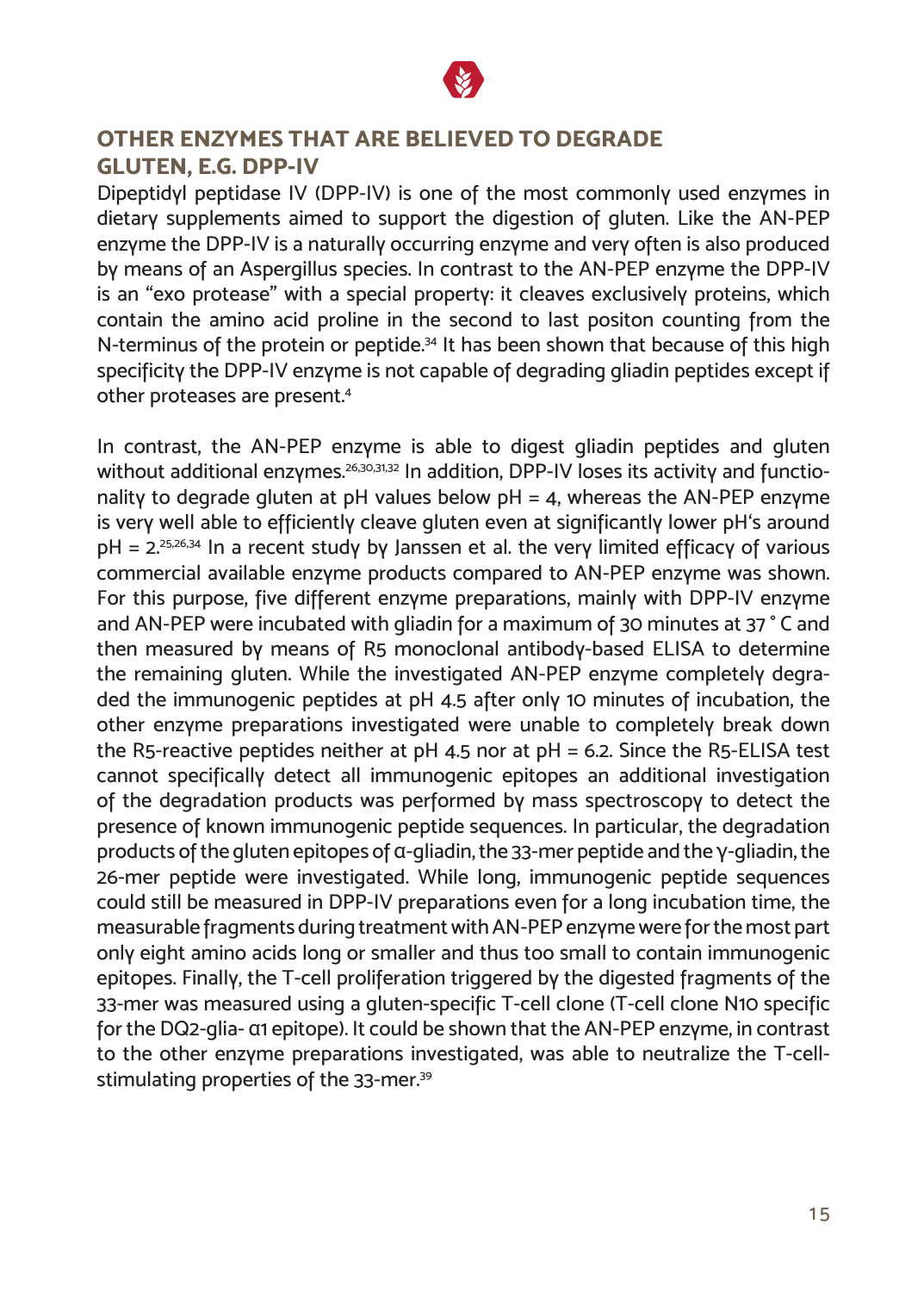## OTHER ENZYMES THAT ARE BELIEVED TO DEGRADE GLUTEN, E.G. DPP-IV

Dipeptidyl peptidase IV (DPP-IV) is one of the most commonly used enzymes in dietary supplements aimed to support the digestion of gluten. Like the AN-PEP enzyme the DPP-IV is a naturally occurring enzyme and very often is also produced by means of an Aspergillus species. In contrast to the AN-PEP enzyme the DPP-IV is an "exo protease" with a special property: it cleaves exclusively proteins, which contain the amino acid proline in the second to last positon counting from the N-terminus of the protein or peptide.[34] It has been shown that because of this high specificity the DPP-IV enzyme is not capable of degrading gliadin peptides except if other proteases are present.[4]

In contrast, the AN-PEP enzyme is able to digest gliadin peptides and gluten without additional enzymes.[26,30,31,32] In addition, DPP-IV loses its activity and functionality to degrade gluten at pH values below pH = 4, whereas the AN-PEP enzyme is very well able to efficiently cleave gluten even at significantly lower pH's around pH = 2.[25,26,34] In a recent study by Janssen et al. the very limited efficacy of various commercial available enzyme products compared to AN-PEP enzyme was shown. For this purpose, five different enzyme preparations, mainly with DPP-IV enzyme and AN-PEP were incubated with gliadin for a maximum of 30 minutes at 37 ° C and then measured by means of R5 monoclonal antibody-based ELISA to determine the remaining gluten. While the investigated AN-PEP enzyme completely degraded the immunogenic peptides at pH 4.5 after only 10 minutes of incubation, the other enzyme preparations investigated were unable to completely break down the R5-reactive peptides neither at pH 4.5 nor at pH = 6.2. Since the R5-ELISA test cannot specifically detect all immunogenic epitopes an additional investigation of the degradation products was performed by mass spectroscopy to detect the presence of known immunogenic peptide sequences. In particular, the degradation products of the gluten epitopes of α-gliadin, the 33-mer peptide and the γ-gliadin, the 26-mer peptide were investigated. While long, immunogenic peptide sequences could still be measured in DPP-IV preparations even for a long incubation time, the measurable fragments during treatment with AN-PEP enzyme were for the most part only eight amino acids long or smaller and thus too small to contain immunogenic epitopes. Finally, the T-cell proliferation triggered by the digested fragments of the 33-mer was measured using a gluten-specific T-cell clone (T-cell clone N10 specific for the DQ2-glia- α1 epitope). It could be shown that the AN-PEP enzyme, in contrast to the other enzyme preparations investigated, was able to neutralize the T-cell-stimulating properties of the 33-mer.[39]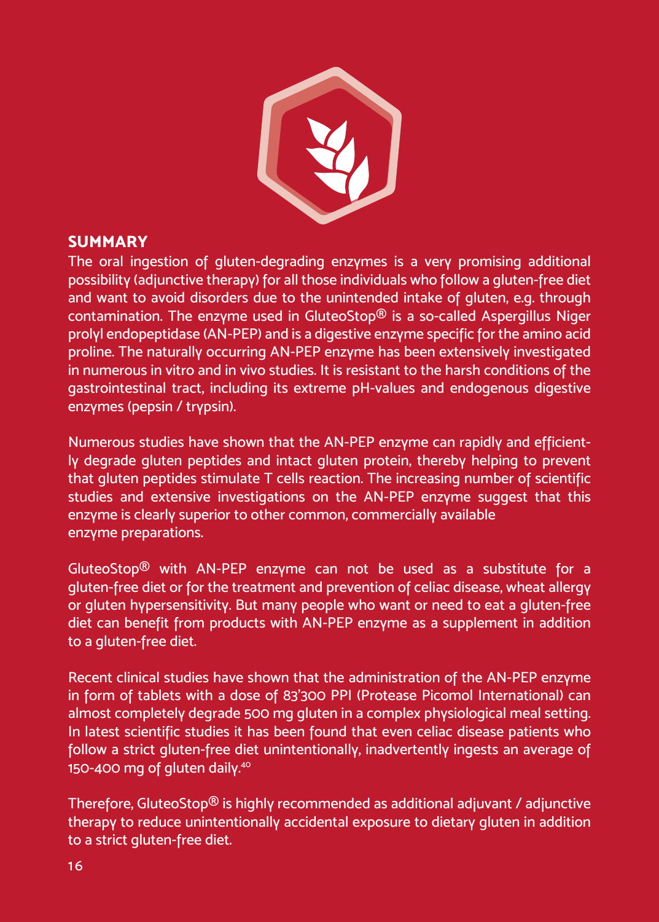## SUMMARY

The oral ingestion of gluten-degrading enzymes is a very promising additional possibility (adjunctive therapy) for all those individuals who follow a gluten-free diet and want to avoid disorders due to the unintended intake of gluten, e.g. through contamination. The enzyme used in GluteoStop® is a so-called Aspergillus Niger prolyl endopeptidase (AN-PEP) and is a digestive enzyme specific for the amino acid proline. The naturally occurring AN-PEP enzyme has been extensively investigated in numerous in vitro and in vivo studies. It is resistant to the harsh conditions of the gastrointestinal tract, including its extreme pH-values and endogenous digestive enzymes (pepsin / trypsin).

Numerous studies have shown that the AN-PEP enzyme can rapidly and efficiently degrade gluten peptides and intact gluten protein, thereby helping to prevent that gluten peptides stimulate T cells reaction. The increasing number of scientific studies and extensive investigations on the AN-PEP enzyme suggest that this enzyme is clearly superior to other common, commercially available enzyme preparations.

GluteoStop® with AN-PEP enzyme can not be used as a substitute for a gluten-free diet or for the treatment and prevention of celiac disease, wheat allergy or gluten hypersensitivity. But many people who want or need to eat a gluten-free diet can benefit from products with AN-PEP enzyme as a supplement in addition to a gluten-free diet.

Recent clinical studies have shown that the administration of the AN-PEP enzyme in form of tablets with a dose of 83'300 PPI (Protease Picomol International) can almost completely degrade 500 mg gluten in a complex physiological meal setting. In latest scientific studies it has been found that even celiac disease patients who follow a strict gluten-free diet unintentionally, inadvertently ingests an average of 150-400 mg of gluten daily.[40]

Therefore, GluteoStop® is highly recommended as additional adjuvant / adjunctive therapy to reduce unintentionally accidental exposure to dietary gluten in addition to a strict gluten-free diet.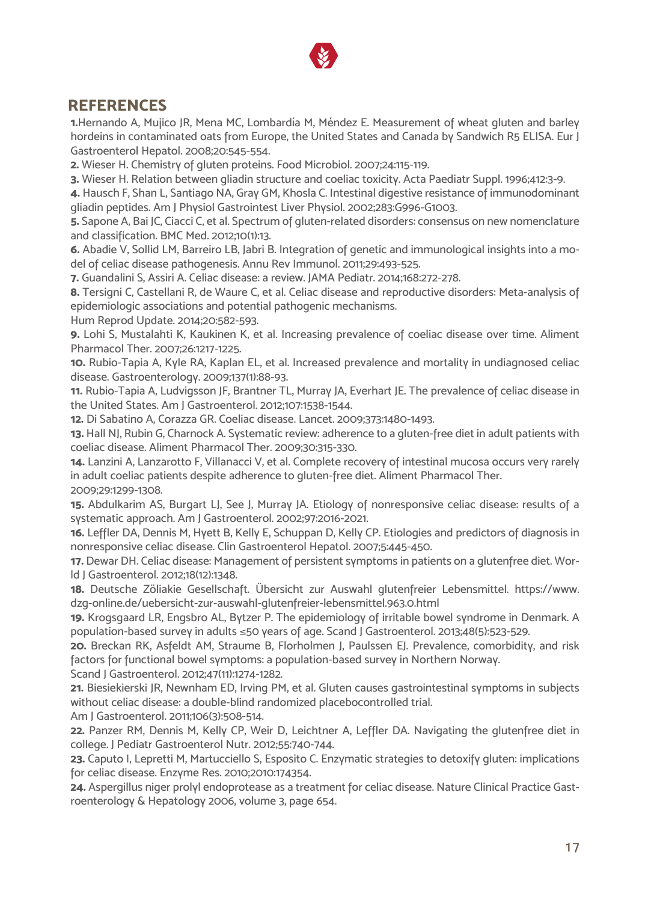## REFERENCES

**1.** Hernando A, Mujico JR, Mena MC, Lombardía M, Méndez E. Measurement of wheat gluten and barley hordeins in contaminated oats from Europe, the United States and Canada by Sandwich R5 ELISA. Eur J Gastroenterol Hepatol. 2008;20:545-554.

**2.** Wieser H. Chemistry of gluten proteins. Food Microbiol. 2007;24:115-119.

**3.** Wieser H. Relation between gliadin structure and coeliac toxicity. Acta Paediatr Suppl. 1996;412:3-9.

**4.** Hausch F, Shan L, Santiago NA, Gray GM, Khosla C. Intestinal digestive resistance of immunodominant gliadin peptides. Am J Physiol Gastrointest Liver Physiol. 2002;283:G996-G1003.

**5.** Sapone A, Bai JC, Ciacci C, et al. Spectrum of gluten-related disorders: consensus on new nomenclature and classification. BMC Med. 2012;10(1):13.

**6.** Abadie V, Sollid LM, Barreiro LB, Jabri B. Integration of genetic and immunological insights into a model of celiac disease pathogenesis. Annu Rev Immunol. 2011;29:493-525.

**7.** Guandalini S, Assiri A. Celiac disease: a review. JAMA Pediatr. 2014;168:272-278.

**8.** Tersigni C, Castellani R, de Waure C, et al. Celiac disease and reproductive disorders: Meta-analysis of epidemiologic associations and potential pathogenic mechanisms.
Hum Reprod Update. 2014;20:582-593.

**9.** Lohi S, Mustalahti K, Kaukinen K, et al. Increasing prevalence of coeliac disease over time. Aliment Pharmacol Ther. 2007;26:1217-1225.

**10.** Rubio-Tapia A, Kyle RA, Kaplan EL, et al. Increased prevalence and mortality in undiagnosed celiac disease. Gastroenterology. 2009;137(1):88-93.

**11.** Rubio-Tapia A, Ludvigsson JF, Brantner TL, Murray JA, Everhart JE. The prevalence of celiac disease in the United States. Am J Gastroenterol. 2012;107:1538-1544.

**12.** Di Sabatino A, Corazza GR. Coeliac disease. Lancet. 2009;373:1480-1493.

**13.** Hall NJ, Rubin G, Charnock A. Systematic review: adherence to a gluten-free diet in adult patients with coeliac disease. Aliment Pharmacol Ther. 2009;30:315-330.

**14.** Lanzini A, Lanzarotto F, Villanacci V, et al. Complete recovery of intestinal mucosa occurs very rarely in adult coeliac patients despite adherence to gluten-free diet. Aliment Pharmacol Ther.
2009;29:1299-1308.

**15.** Abdulkarim AS, Burgart LJ, See J, Murray JA. Etiology of nonresponsive celiac disease: results of a systematic approach. Am J Gastroenterol. 2002;97:2016-2021.

**16.** Leffler DA, Dennis M, Hyett B, Kelly E, Schuppan D, Kelly CP. Etiologies and predictors of diagnosis in nonresponsive celiac disease. Clin Gastroenterol Hepatol. 2007;5:445-450.

**17.** Dewar DH. Celiac disease: Management of persistent symptoms in patients on a glutenfree diet. World J Gastroenterol. 2012;18(12):1348.

**18.** Deutsche Zöliakie Gesellschaft. Übersicht zur Auswahl glutenfreier Lebensmittel. https://www.dzg-online.de/uebersicht-zur-auswahl-glutenfreier-lebensmittel.963.0.html

**19.** Krogsgaard LR, Engsbro AL, Bytzer P. The epidemiology of irritable bowel syndrome in Denmark. A population-based survey in adults ≤50 years of age. Scand J Gastroenterol. 2013;48(5):523-529.

**20.** Breckan RK, Asfeldt AM, Straume B, Florholmen J, Paulssen EJ. Prevalence, comorbidity, and risk factors for functional bowel symptoms: a population-based survey in Northern Norway.
Scand J Gastroenterol. 2012;47(11):1274-1282.

**21.** Biesiekierski JR, Newnham ED, Irving PM, et al. Gluten causes gastrointestinal symptoms in subjects without celiac disease: a double-blind randomized placebocontrolled trial.
Am J Gastroenterol. 2011;106(3):508-514.

**22.** Panzer RM, Dennis M, Kelly CP, Weir D, Leichtner A, Leffler DA. Navigating the glutenfree diet in college. J Pediatr Gastroenterol Nutr. 2012;55:740-744.

**23.** Caputo I, Lepretti M, Martucciello S, Esposito C. Enzymatic strategies to detoxify gluten: implications for celiac disease. Enzyme Res. 2010;2010:174354.

**24.** Aspergillus niger prolyl endoprotease as a treatment for celiac disease. Nature Clinical Practice Gastroenterology & Hepatology 2006, volume 3, page 654.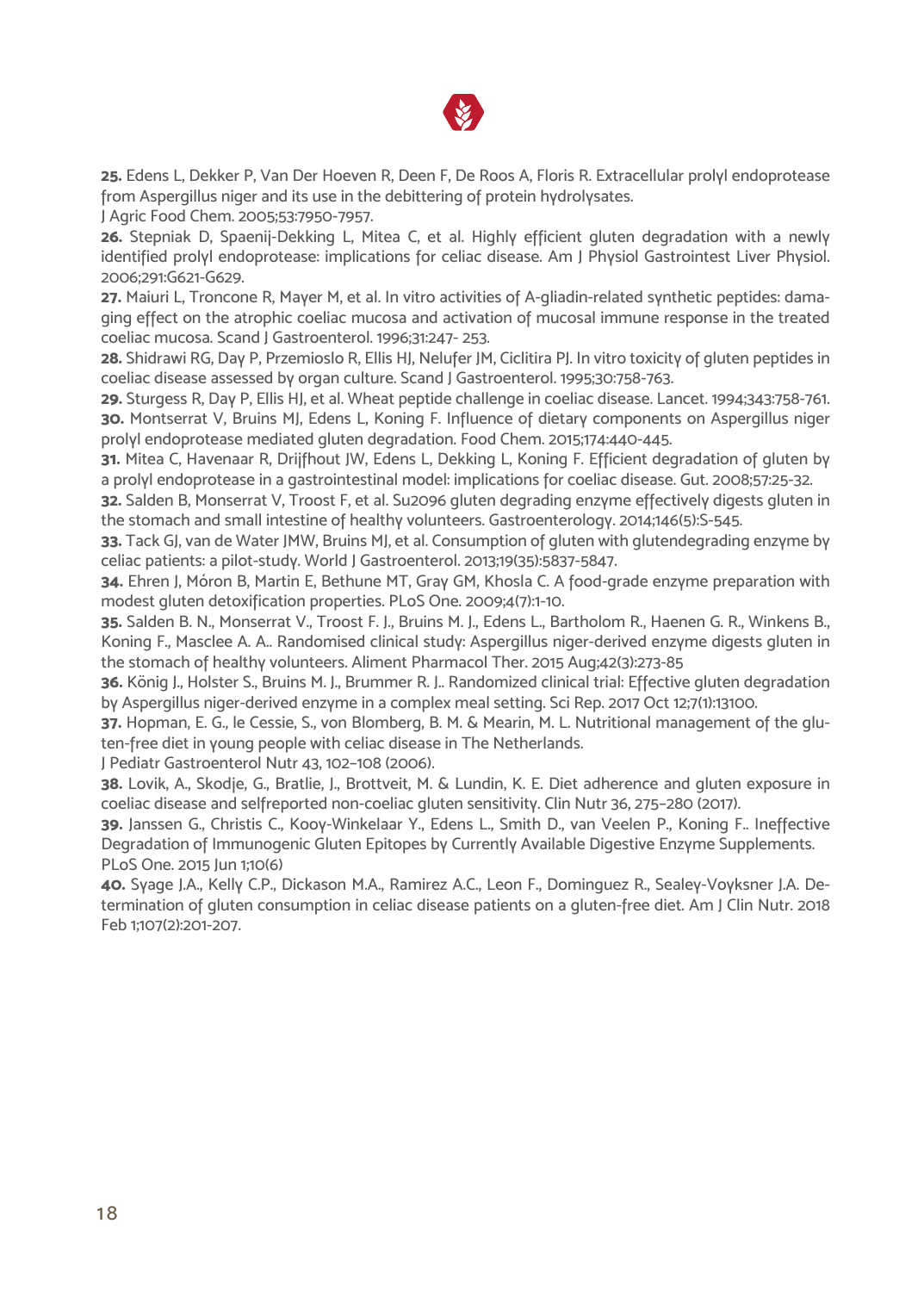**25.** Edens L, Dekker P, Van Der Hoeven R, Deen F, De Roos A, Floris R. Extracellular prolyl endoprotease from Aspergillus niger and its use in the debittering of protein hydrolysates.
J Agric Food Chem. 2005;53:7950-7957.

**26.** Stepniak D, Spaenij-Dekking L, Mitea C, et al. Highly efficient gluten degradation with a newly identified prolyl endoprotease: implications for celiac disease. Am J Physiol Gastrointest Liver Physiol. 2006;291:G621-G629.

**27.** Maiuri L, Troncone R, Mayer M, et al. In vitro activities of A-gliadin-related synthetic peptides: damaging effect on the atrophic coeliac mucosa and activation of mucosal immune response in the treated coeliac mucosa. Scand J Gastroenterol. 1996;31:247- 253.

**28.** Shidrawi RG, Day P, Przemioslo R, Ellis HJ, Nelufer JM, Ciclitira PJ. In vitro toxicity of gluten peptides in coeliac disease assessed by organ culture. Scand J Gastroenterol. 1995;30:758-763.

**29.** Sturgess R, Day P, Ellis HJ, et al. Wheat peptide challenge in coeliac disease. Lancet. 1994;343:758-761.

**30.** Montserrat V, Bruins MJ, Edens L, Koning F. Influence of dietary components on Aspergillus niger prolyl endoprotease mediated gluten degradation. Food Chem. 2015;174:440-445.

**31.** Mitea C, Havenaar R, Drijfhout JW, Edens L, Dekking L, Koning F. Efficient degradation of gluten by a prolyl endoprotease in a gastrointestinal model: implications for coeliac disease. Gut. 2008;57:25-32.

**32.** Salden B, Monserrat V, Troost F, et al. Su2096 gluten degrading enzyme effectively digests gluten in the stomach and small intestine of healthy volunteers. Gastroenterology. 2014;146(5):S-545.

**33.** Tack GJ, van de Water JMW, Bruins MJ, et al. Consumption of gluten with glutendegrading enzyme by celiac patients: a pilot-study. World J Gastroenterol. 2013;19(35):5837-5847.

**34.** Ehren J, Móron B, Martin E, Bethune MT, Gray GM, Khosla C. A food-grade enzyme preparation with modest gluten detoxification properties. PLoS One. 2009;4(7):1-10.

**35.** Salden B. N., Monserrat V., Troost F. J., Bruins M. J., Edens L., Bartholom R., Haenen G. R., Winkens B., Koning F., Masclee A. A.. Randomised clinical study: Aspergillus niger-derived enzyme digests gluten in the stomach of healthy volunteers. Aliment Pharmacol Ther. 2015 Aug;42(3):273-85

**36.** König J., Holster S., Bruins M. J., Brummer R. J.. Randomized clinical trial: Effective gluten degradation by Aspergillus niger-derived enzyme in a complex meal setting. Sci Rep. 2017 Oct 12;7(1):13100.

**37.** Hopman, E. G., le Cessie, S., von Blomberg, B. M. & Mearin, M. L. Nutritional management of the gluten-free diet in young people with celiac disease in The Netherlands.
J Pediatr Gastroenterol Nutr 43, 102–108 (2006).

**38.** Lovik, A., Skodje, G., Bratlie, J., Brottveit, M. & Lundin, K. E. Diet adherence and gluten exposure in coeliac disease and selfreported non-coeliac gluten sensitivity. Clin Nutr 36, 275–280 (2017).

**39.** Janssen G., Christis C., Kooy-Winkelaar Y., Edens L., Smith D., van Veelen P., Koning F.. Ineffective Degradation of Immunogenic Gluten Epitopes by Currently Available Digestive Enzyme Supplements. PLoS One. 2015 Jun 1;10(6)

**40.** Syage J.A., Kelly C.P., Dickason M.A., Ramirez A.C., Leon F., Dominguez R., Sealey-Voyksner J.A. Determination of gluten consumption in celiac disease patients on a gluten-free diet. Am J Clin Nutr. 2018 Feb 1;107(2):201-207.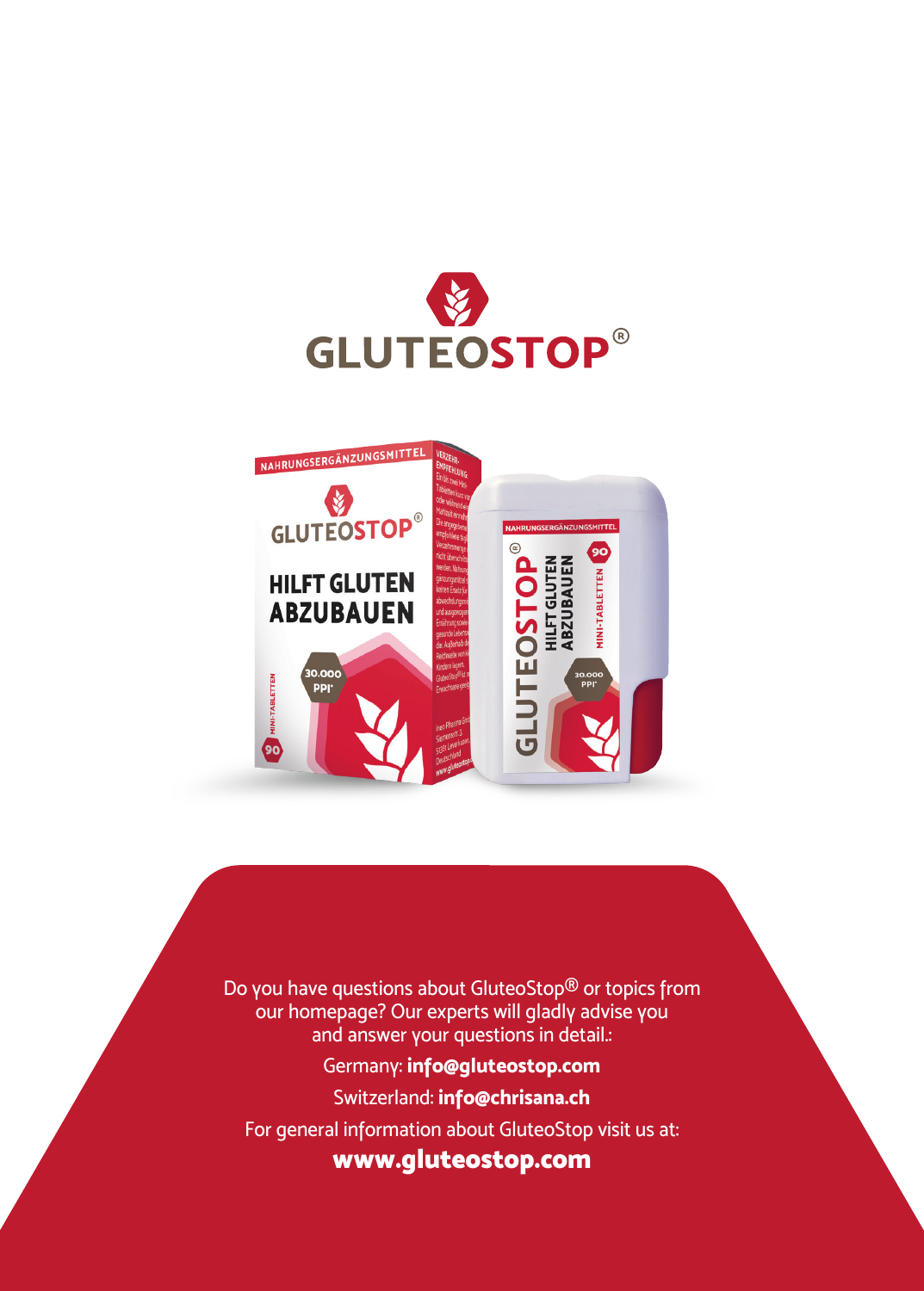GLUTEOSTOP®

Do you have questions about GluteoStop® or topics from our homepage? Our experts will gladly advise you and answer your questions in detail.:

Germany: **info@gluteostop.com**

Switzerland: **info@chrisana.ch**

For general information about GluteoStop visit us at:

**www.gluteostop.com**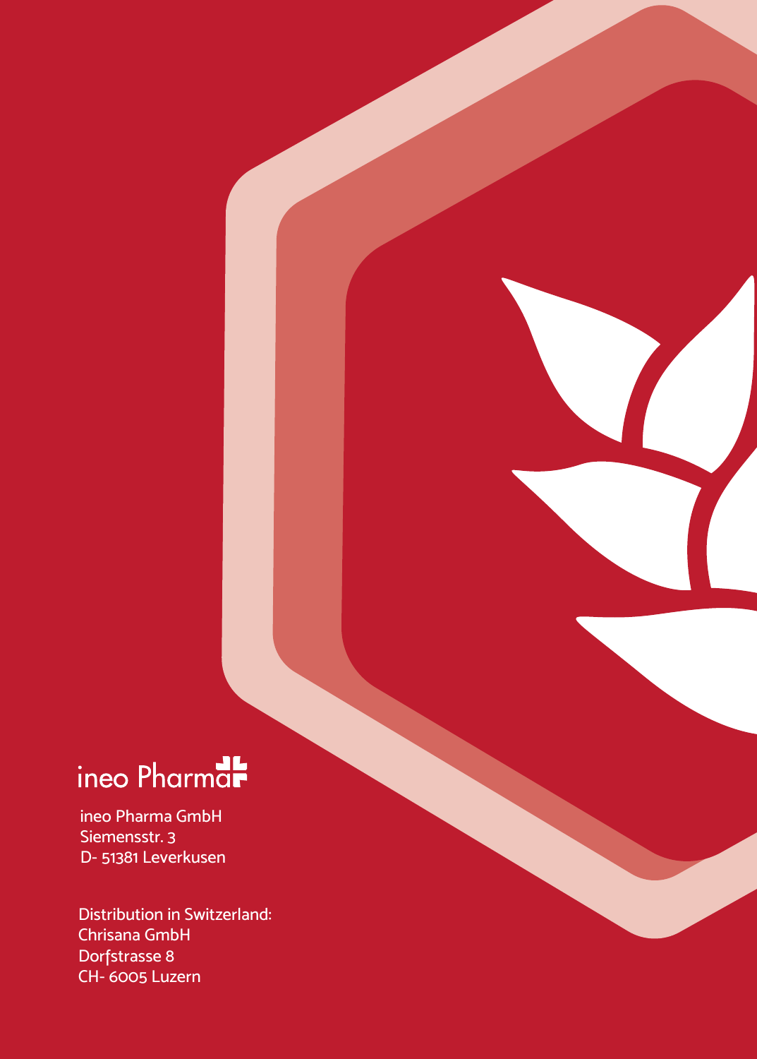ineo Pharma

ineo Pharma GmbH
Siemensstr. 3
D- 51381 Leverkusen

Distribution in Switzerland:
Chrisana GmbH
Dorfstrasse 8
CH- 6005 Luzern